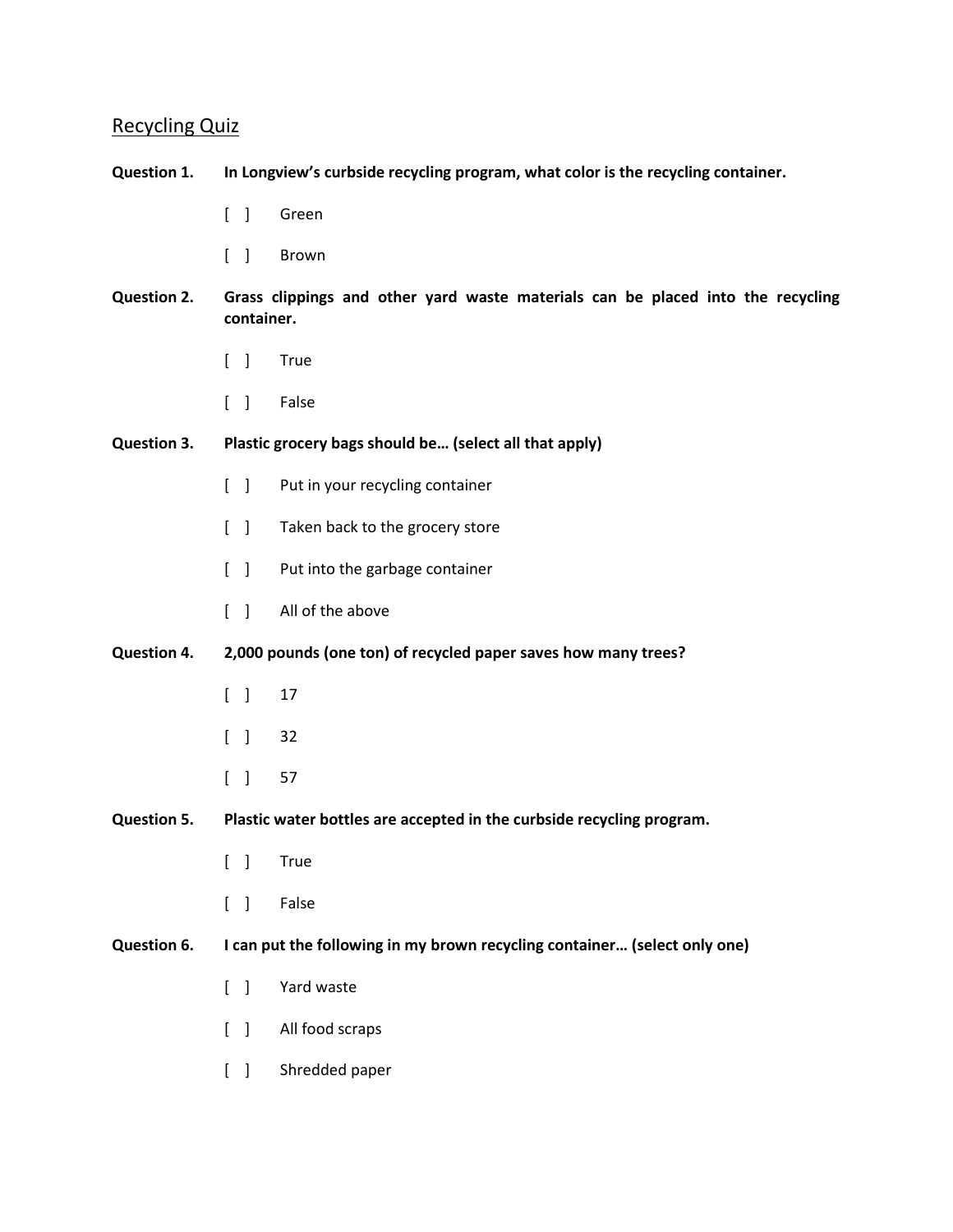# Recycling Quiz

**Question 1.** **In Longview's curbside recycling program, what color is the recycling container.**

[ ] Green

[ ] Brown

**Question 2.** **Grass clippings and other yard waste materials can be placed into the recycling container.**

[ ] True

[ ] False

**Question 3.** **Plastic grocery bags should be… (select all that apply)**

[ ] Put in your recycling container

[ ] Taken back to the grocery store

[ ] Put into the garbage container

[ ] All of the above

**Question 4.** **2,000 pounds (one ton) of recycled paper saves how many trees?**

[ ] 17

[ ] 32

[ ] 57

**Question 5.** **Plastic water bottles are accepted in the curbside recycling program.**

[ ] True

[ ] False

**Question 6.** **I can put the following in my brown recycling container… (select only one)**

[ ] Yard waste

[ ] All food scraps

[ ] Shredded paper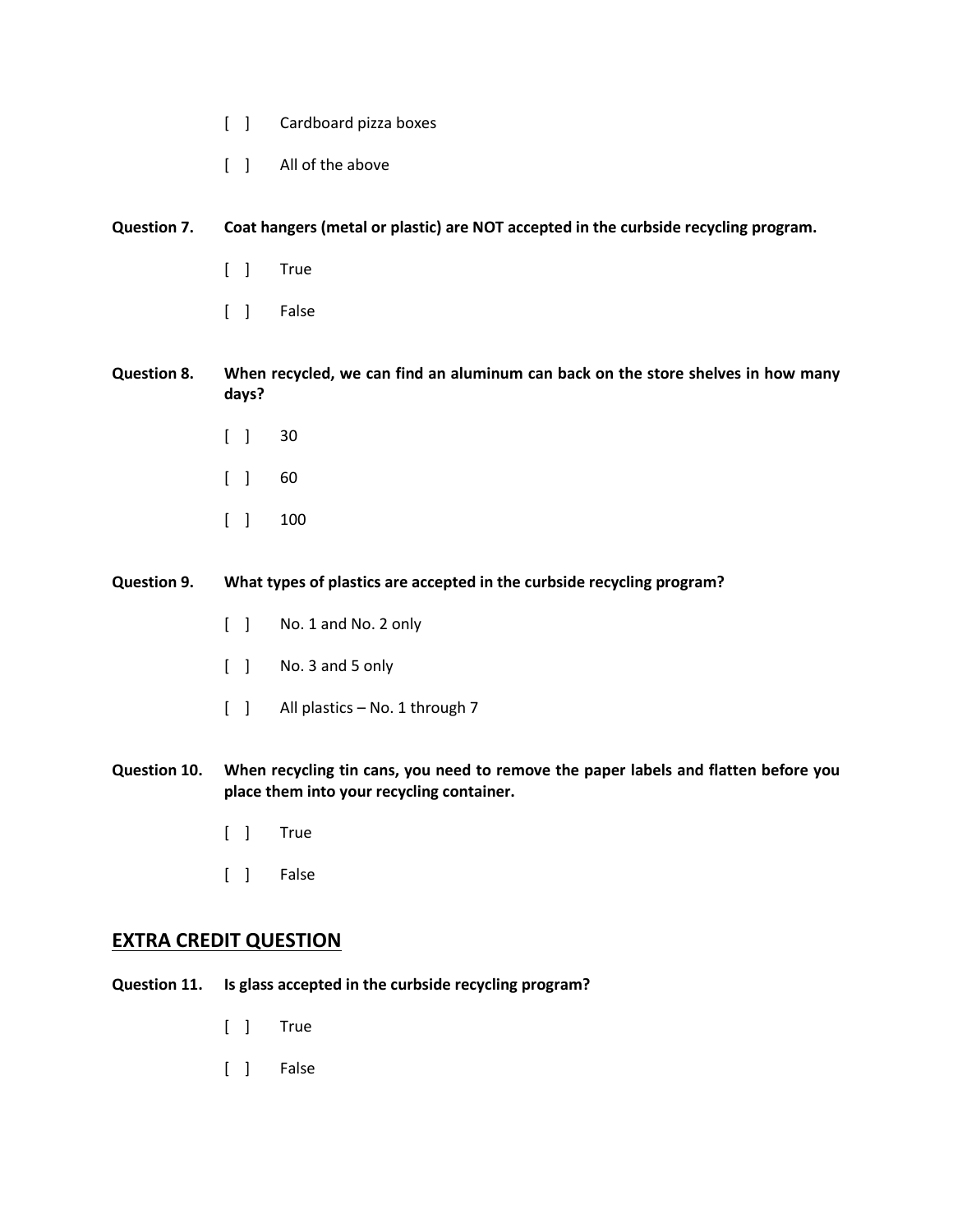[ ] Cardboard pizza boxes

[ ] All of the above

**Question 7. Coat hangers (metal or plastic) are NOT accepted in the curbside recycling program.**

[ ] True

[ ] False

**Question 8. When recycled, we can find an aluminum can back on the store shelves in how many days?**

[ ] 30

[ ] 60

[ ] 100

**Question 9. What types of plastics are accepted in the curbside recycling program?**

[ ] No. 1 and No. 2 only

[ ] No. 3 and 5 only

[ ] All plastics – No. 1 through 7

**Question 10. When recycling tin cans, you need to remove the paper labels and flatten before you place them into your recycling container.**

[ ] True

[ ] False

## EXTRA CREDIT QUESTION

**Question 11. Is glass accepted in the curbside recycling program?**

[ ] True

[ ] False